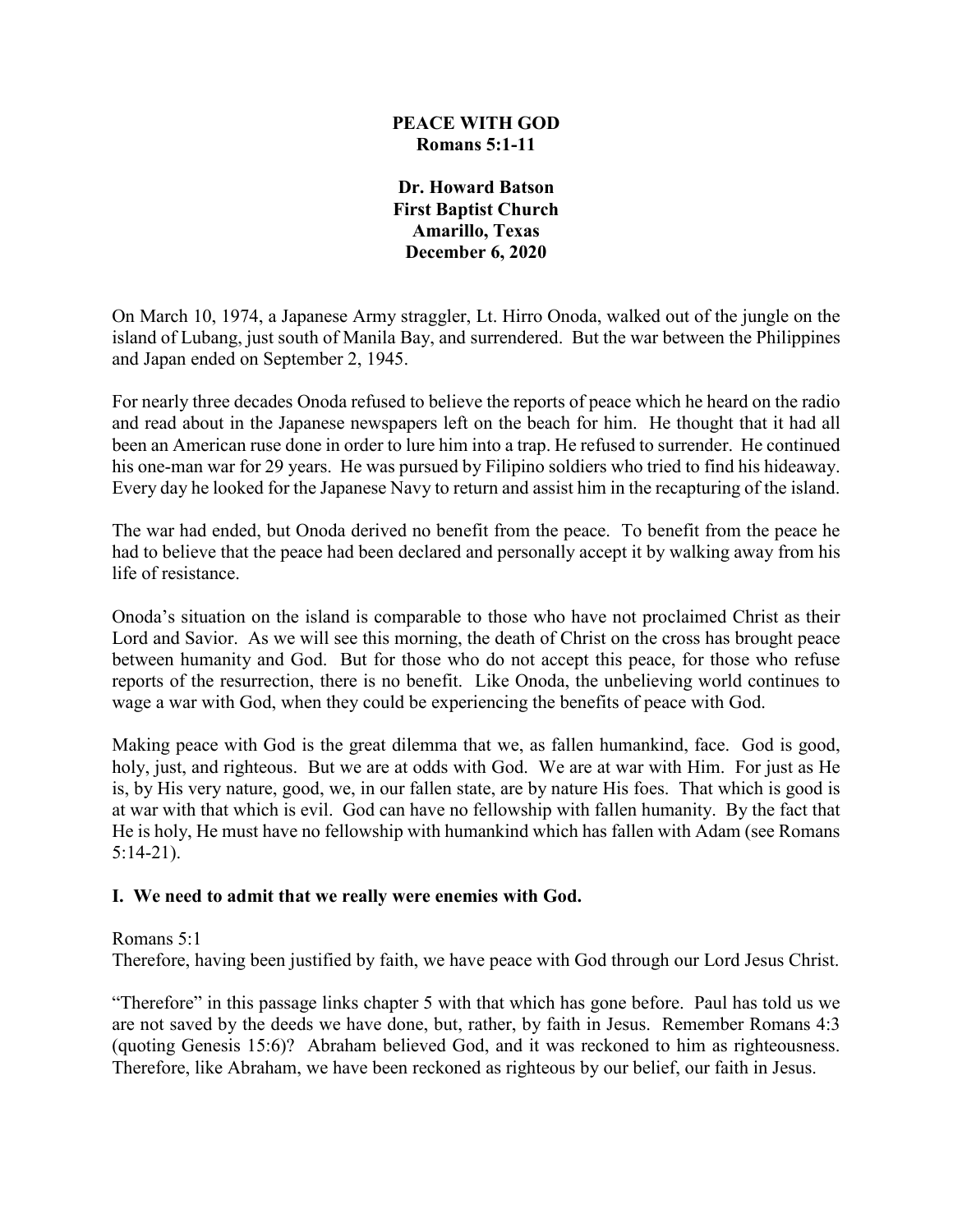# PEACE WITH GOD
## Romans 5:1-11

**Dr. Howard Batson**
**First Baptist Church**
**Amarillo, Texas**
**December 6, 2020**

On March 10, 1974, a Japanese Army straggler, Lt. Hirro Onoda, walked out of the jungle on the island of Lubang, just south of Manila Bay, and surrendered. But the war between the Philippines and Japan ended on September 2, 1945.

For nearly three decades Onoda refused to believe the reports of peace which he heard on the radio and read about in the Japanese newspapers left on the beach for him. He thought that it had all been an American ruse done in order to lure him into a trap. He refused to surrender. He continued his one-man war for 29 years. He was pursued by Filipino soldiers who tried to find his hideaway. Every day he looked for the Japanese Navy to return and assist him in the recapturing of the island.

The war had ended, but Onoda derived no benefit from the peace. To benefit from the peace he had to believe that the peace had been declared and personally accept it by walking away from his life of resistance.

Onoda's situation on the island is comparable to those who have not proclaimed Christ as their Lord and Savior. As we will see this morning, the death of Christ on the cross has brought peace between humanity and God. But for those who do not accept this peace, for those who refuse reports of the resurrection, there is no benefit. Like Onoda, the unbelieving world continues to wage a war with God, when they could be experiencing the benefits of peace with God.

Making peace with God is the great dilemma that we, as fallen humankind, face. God is good, holy, just, and righteous. But we are at odds with God. We are at war with Him. For just as He is, by His very nature, good, we, in our fallen state, are by nature His foes. That which is good is at war with that which is evil. God can have no fellowship with fallen humanity. By the fact that He is holy, He must have no fellowship with humankind which has fallen with Adam (see Romans 5:14-21).

**I. We need to admit that we really were enemies with God.**

Romans 5:1
Therefore, having been justified by faith, we have peace with God through our Lord Jesus Christ.

"Therefore" in this passage links chapter 5 with that which has gone before. Paul has told us we are not saved by the deeds we have done, but, rather, by faith in Jesus. Remember Romans 4:3 (quoting Genesis 15:6)? Abraham believed God, and it was reckoned to him as righteousness. Therefore, like Abraham, we have been reckoned as righteous by our belief, our faith in Jesus.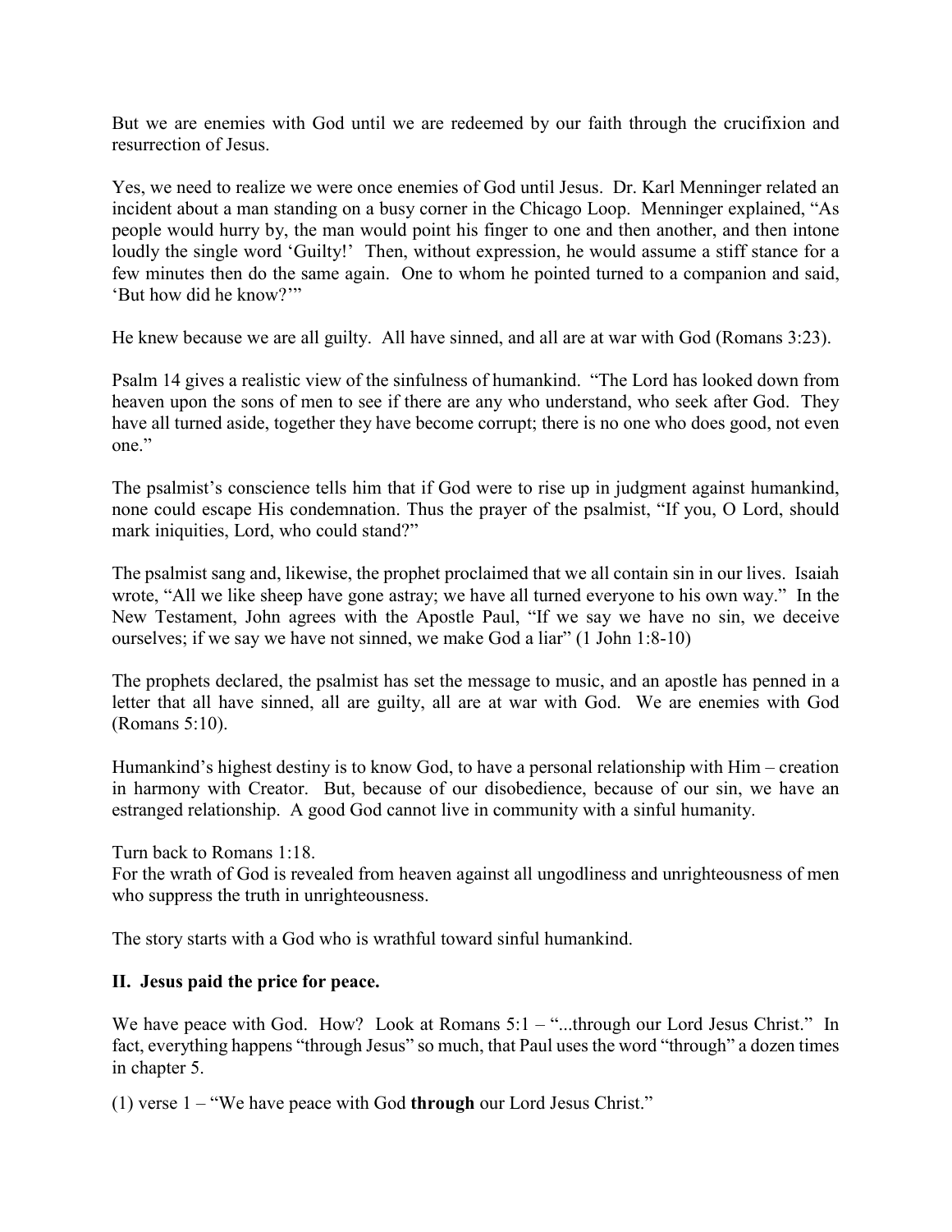But we are enemies with God until we are redeemed by our faith through the crucifixion and resurrection of Jesus.

Yes, we need to realize we were once enemies of God until Jesus. Dr. Karl Menninger related an incident about a man standing on a busy corner in the Chicago Loop. Menninger explained, "As people would hurry by, the man would point his finger to one and then another, and then intone loudly the single word 'Guilty!' Then, without expression, he would assume a stiff stance for a few minutes then do the same again. One to whom he pointed turned to a companion and said, 'But how did he know?'"

He knew because we are all guilty. All have sinned, and all are at war with God (Romans 3:23).

Psalm 14 gives a realistic view of the sinfulness of humankind. "The Lord has looked down from heaven upon the sons of men to see if there are any who understand, who seek after God. They have all turned aside, together they have become corrupt; there is no one who does good, not even one."

The psalmist's conscience tells him that if God were to rise up in judgment against humankind, none could escape His condemnation. Thus the prayer of the psalmist, "If you, O Lord, should mark iniquities, Lord, who could stand?"

The psalmist sang and, likewise, the prophet proclaimed that we all contain sin in our lives. Isaiah wrote, "All we like sheep have gone astray; we have all turned everyone to his own way." In the New Testament, John agrees with the Apostle Paul, "If we say we have no sin, we deceive ourselves; if we say we have not sinned, we make God a liar" (1 John 1:8-10)

The prophets declared, the psalmist has set the message to music, and an apostle has penned in a letter that all have sinned, all are guilty, all are at war with God. We are enemies with God (Romans 5:10).

Humankind's highest destiny is to know God, to have a personal relationship with Him – creation in harmony with Creator. But, because of our disobedience, because of our sin, we have an estranged relationship. A good God cannot live in community with a sinful humanity.

Turn back to Romans 1:18.
For the wrath of God is revealed from heaven against all ungodliness and unrighteousness of men who suppress the truth in unrighteousness.

The story starts with a God who is wrathful toward sinful humankind.

**II. Jesus paid the price for peace.**

We have peace with God. How? Look at Romans 5:1 – "...through our Lord Jesus Christ." In fact, everything happens "through Jesus" so much, that Paul uses the word "through" a dozen times in chapter 5.

(1) verse 1 – "We have peace with God **through** our Lord Jesus Christ."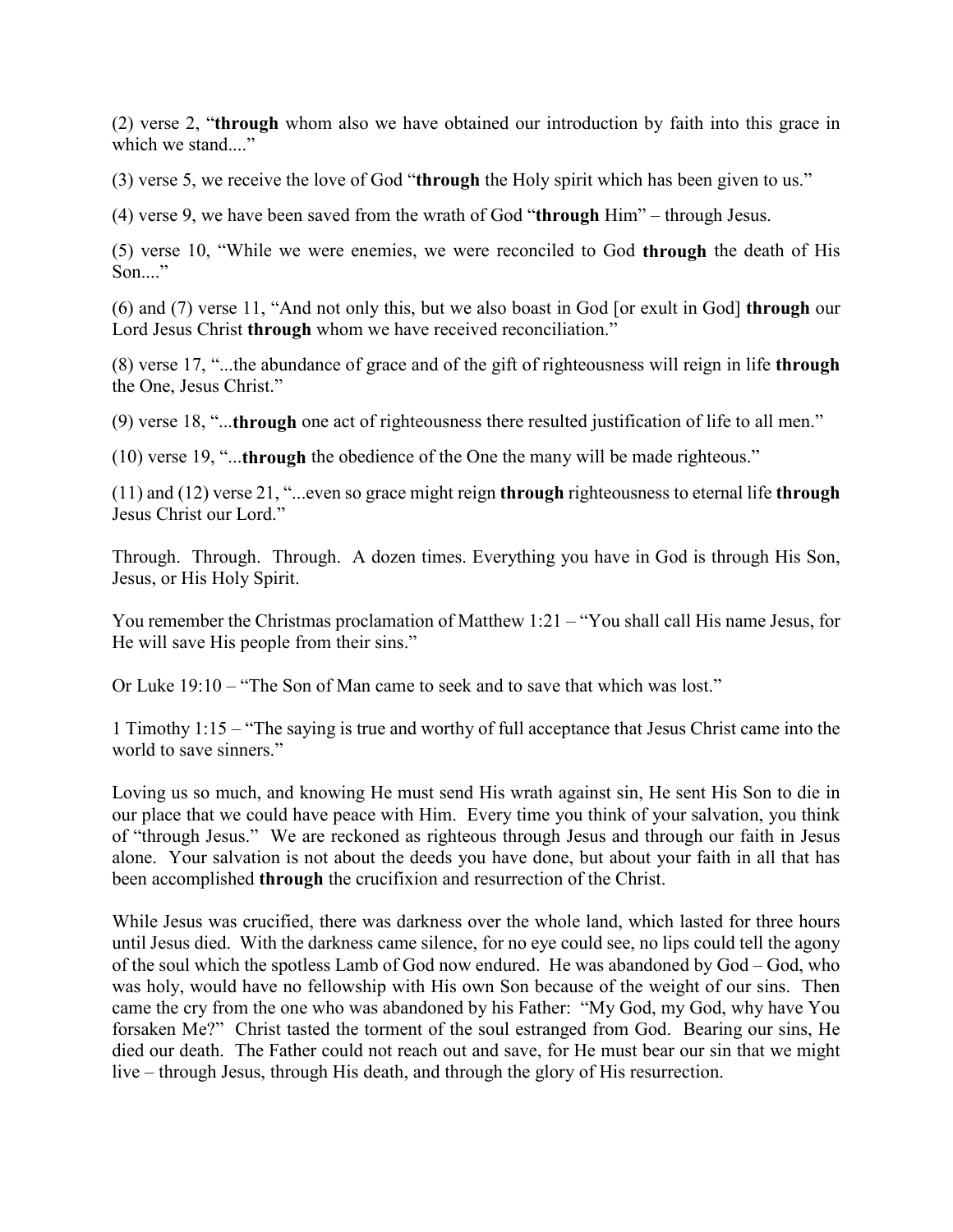(2) verse 2, "**through** whom also we have obtained our introduction by faith into this grace in which we stand...."

(3) verse 5, we receive the love of God "**through** the Holy spirit which has been given to us."

(4) verse 9, we have been saved from the wrath of God "**through** Him" – through Jesus.

(5) verse 10, "While we were enemies, we were reconciled to God **through** the death of His Son...."

(6) and (7) verse 11, "And not only this, but we also boast in God [or exult in God] **through** our Lord Jesus Christ **through** whom we have received reconciliation."

(8) verse 17, "...the abundance of grace and of the gift of righteousness will reign in life **through** the One, Jesus Christ."

(9) verse 18, "...**through** one act of righteousness there resulted justification of life to all men."

(10) verse 19, "...**through** the obedience of the One the many will be made righteous."

(11) and (12) verse 21, "...even so grace might reign **through** righteousness to eternal life **through** Jesus Christ our Lord."

Through. Through. Through. A dozen times. Everything you have in God is through His Son, Jesus, or His Holy Spirit.

You remember the Christmas proclamation of Matthew 1:21 – "You shall call His name Jesus, for He will save His people from their sins."

Or Luke 19:10 – "The Son of Man came to seek and to save that which was lost."

1 Timothy 1:15 – "The saying is true and worthy of full acceptance that Jesus Christ came into the world to save sinners."

Loving us so much, and knowing He must send His wrath against sin, He sent His Son to die in our place that we could have peace with Him. Every time you think of your salvation, you think of "through Jesus." We are reckoned as righteous through Jesus and through our faith in Jesus alone. Your salvation is not about the deeds you have done, but about your faith in all that has been accomplished **through** the crucifixion and resurrection of the Christ.

While Jesus was crucified, there was darkness over the whole land, which lasted for three hours until Jesus died. With the darkness came silence, for no eye could see, no lips could tell the agony of the soul which the spotless Lamb of God now endured. He was abandoned by God – God, who was holy, would have no fellowship with His own Son because of the weight of our sins. Then came the cry from the one who was abandoned by his Father: "My God, my God, why have You forsaken Me?" Christ tasted the torment of the soul estranged from God. Bearing our sins, He died our death. The Father could not reach out and save, for He must bear our sin that we might live – through Jesus, through His death, and through the glory of His resurrection.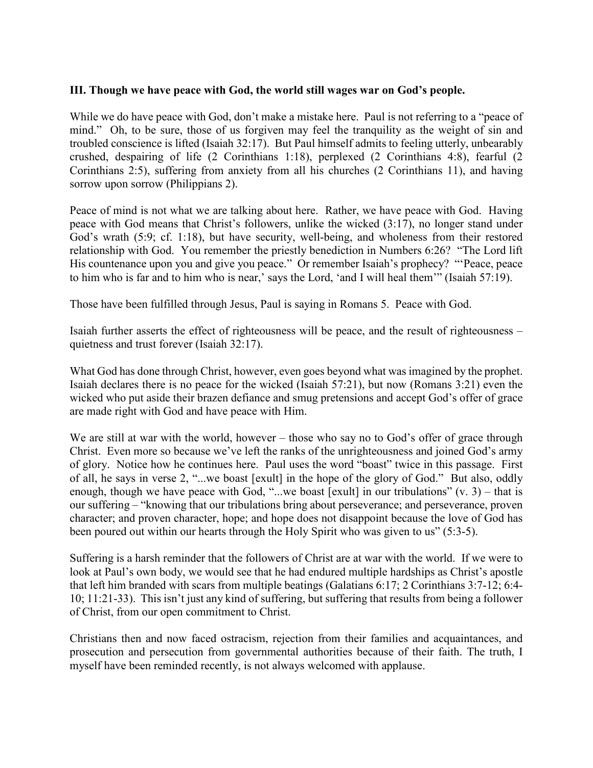**III. Though we have peace with God, the world still wages war on God's people.**

While we do have peace with God, don't make a mistake here. Paul is not referring to a "peace of mind." Oh, to be sure, those of us forgiven may feel the tranquility as the weight of sin and troubled conscience is lifted (Isaiah 32:17). But Paul himself admits to feeling utterly, unbearably crushed, despairing of life (2 Corinthians 1:18), perplexed (2 Corinthians 4:8), fearful (2 Corinthians 2:5), suffering from anxiety from all his churches (2 Corinthians 11), and having sorrow upon sorrow (Philippians 2).

Peace of mind is not what we are talking about here. Rather, we have peace with God. Having peace with God means that Christ's followers, unlike the wicked (3:17), no longer stand under God's wrath (5:9; cf. 1:18), but have security, well-being, and wholeness from their restored relationship with God. You remember the priestly benediction in Numbers 6:26? "The Lord lift His countenance upon you and give you peace." Or remember Isaiah's prophecy? "'Peace, peace to him who is far and to him who is near,' says the Lord, 'and I will heal them'" (Isaiah 57:19).

Those have been fulfilled through Jesus, Paul is saying in Romans 5. Peace with God.

Isaiah further asserts the effect of righteousness will be peace, and the result of righteousness – quietness and trust forever (Isaiah 32:17).

What God has done through Christ, however, even goes beyond what was imagined by the prophet. Isaiah declares there is no peace for the wicked (Isaiah 57:21), but now (Romans 3:21) even the wicked who put aside their brazen defiance and smug pretensions and accept God's offer of grace are made right with God and have peace with Him.

We are still at war with the world, however – those who say no to God's offer of grace through Christ. Even more so because we've left the ranks of the unrighteousness and joined God's army of glory. Notice how he continues here. Paul uses the word "boast" twice in this passage. First of all, he says in verse 2, "...we boast [exult] in the hope of the glory of God." But also, oddly enough, though we have peace with God, "...we boast [exult] in our tribulations" (v. 3) – that is our suffering – "knowing that our tribulations bring about perseverance; and perseverance, proven character; and proven character, hope; and hope does not disappoint because the love of God has been poured out within our hearts through the Holy Spirit who was given to us" (5:3-5).

Suffering is a harsh reminder that the followers of Christ are at war with the world. If we were to look at Paul's own body, we would see that he had endured multiple hardships as Christ's apostle that left him branded with scars from multiple beatings (Galatians 6:17; 2 Corinthians 3:7-12; 6:4-10; 11:21-33). This isn't just any kind of suffering, but suffering that results from being a follower of Christ, from our open commitment to Christ.

Christians then and now faced ostracism, rejection from their families and acquaintances, and prosecution and persecution from governmental authorities because of their faith. The truth, I myself have been reminded recently, is not always welcomed with applause.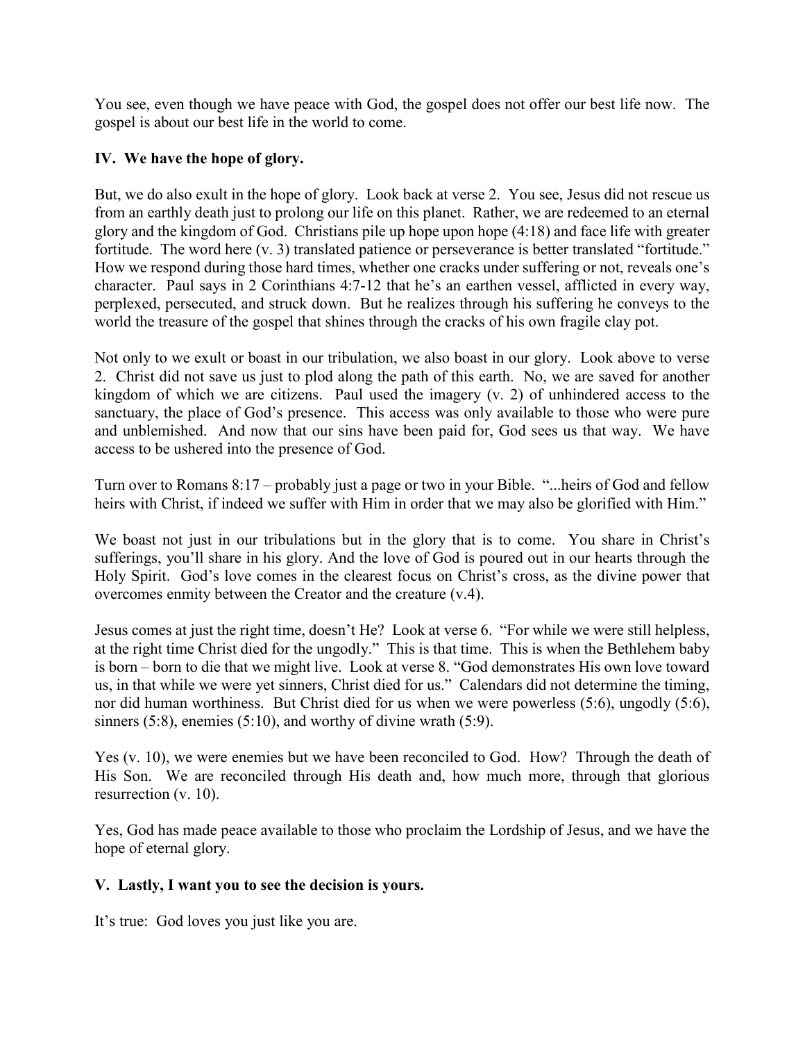You see, even though we have peace with God, the gospel does not offer our best life now. The gospel is about our best life in the world to come.

**IV. We have the hope of glory.**

But, we do also exult in the hope of glory. Look back at verse 2. You see, Jesus did not rescue us from an earthly death just to prolong our life on this planet. Rather, we are redeemed to an eternal glory and the kingdom of God. Christians pile up hope upon hope (4:18) and face life with greater fortitude. The word here (v. 3) translated patience or perseverance is better translated "fortitude." How we respond during those hard times, whether one cracks under suffering or not, reveals one's character. Paul says in 2 Corinthians 4:7-12 that he's an earthen vessel, afflicted in every way, perplexed, persecuted, and struck down. But he realizes through his suffering he conveys to the world the treasure of the gospel that shines through the cracks of his own fragile clay pot.

Not only to we exult or boast in our tribulation, we also boast in our glory. Look above to verse 2. Christ did not save us just to plod along the path of this earth. No, we are saved for another kingdom of which we are citizens. Paul used the imagery (v. 2) of unhindered access to the sanctuary, the place of God's presence. This access was only available to those who were pure and unblemished. And now that our sins have been paid for, God sees us that way. We have access to be ushered into the presence of God.

Turn over to Romans 8:17 – probably just a page or two in your Bible. "...heirs of God and fellow heirs with Christ, if indeed we suffer with Him in order that we may also be glorified with Him."

We boast not just in our tribulations but in the glory that is to come. You share in Christ's sufferings, you'll share in his glory. And the love of God is poured out in our hearts through the Holy Spirit. God's love comes in the clearest focus on Christ's cross, as the divine power that overcomes enmity between the Creator and the creature (v.4).

Jesus comes at just the right time, doesn't He? Look at verse 6. "For while we were still helpless, at the right time Christ died for the ungodly." This is that time. This is when the Bethlehem baby is born – born to die that we might live. Look at verse 8. "God demonstrates His own love toward us, in that while we were yet sinners, Christ died for us." Calendars did not determine the timing, nor did human worthiness. But Christ died for us when we were powerless (5:6), ungodly (5:6), sinners (5:8), enemies (5:10), and worthy of divine wrath (5:9).

Yes (v. 10), we were enemies but we have been reconciled to God. How? Through the death of His Son. We are reconciled through His death and, how much more, through that glorious resurrection (v. 10).

Yes, God has made peace available to those who proclaim the Lordship of Jesus, and we have the hope of eternal glory.

**V. Lastly, I want you to see the decision is yours.**

It's true: God loves you just like you are.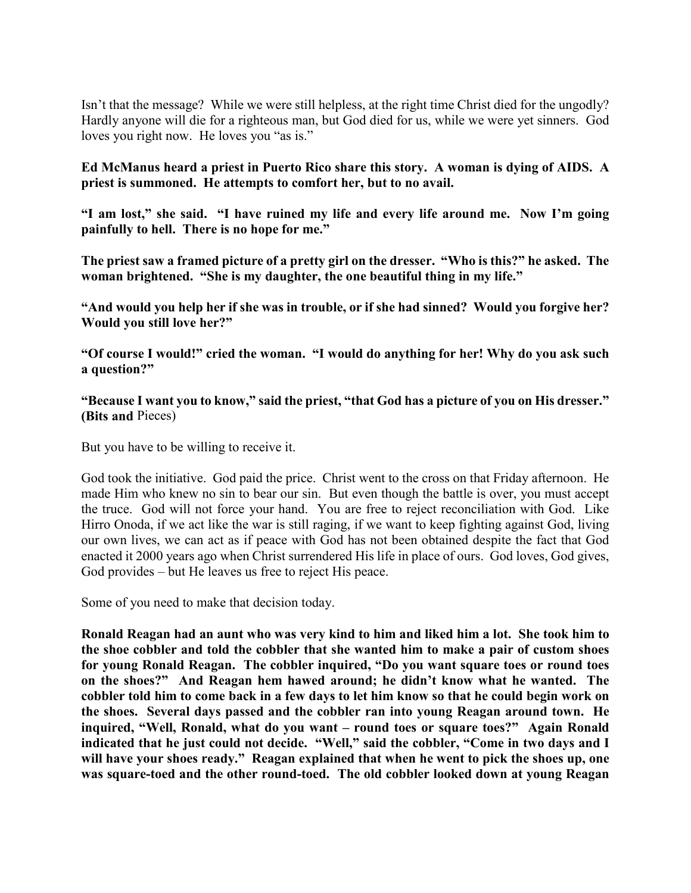Isn't that the message? While we were still helpless, at the right time Christ died for the ungodly? Hardly anyone will die for a righteous man, but God died for us, while we were yet sinners. God loves you right now. He loves you "as is."

**Ed McManus heard a priest in Puerto Rico share this story. A woman is dying of AIDS. A priest is summoned. He attempts to comfort her, but to no avail.**

**"I am lost," she said. "I have ruined my life and every life around me. Now I'm going painfully to hell. There is no hope for me."**

**The priest saw a framed picture of a pretty girl on the dresser. "Who is this?" he asked. The woman brightened. "She is my daughter, the one beautiful thing in my life."**

**"And would you help her if she was in trouble, or if she had sinned? Would you forgive her? Would you still love her?"**

**"Of course I would!" cried the woman. "I would do anything for her! Why do you ask such a question?"**

**"Because I want you to know," said the priest, "that God has a picture of you on His dresser." (Bits and** Pieces)

But you have to be willing to receive it.

God took the initiative. God paid the price. Christ went to the cross on that Friday afternoon. He made Him who knew no sin to bear our sin. But even though the battle is over, you must accept the truce. God will not force your hand. You are free to reject reconciliation with God. Like Hirro Onoda, if we act like the war is still raging, if we want to keep fighting against God, living our own lives, we can act as if peace with God has not been obtained despite the fact that God enacted it 2000 years ago when Christ surrendered His life in place of ours. God loves, God gives, God provides – but He leaves us free to reject His peace.

Some of you need to make that decision today.

**Ronald Reagan had an aunt who was very kind to him and liked him a lot. She took him to the shoe cobbler and told the cobbler that she wanted him to make a pair of custom shoes for young Ronald Reagan. The cobbler inquired, "Do you want square toes or round toes on the shoes?" And Reagan hem hawed around; he didn't know what he wanted. The cobbler told him to come back in a few days to let him know so that he could begin work on the shoes. Several days passed and the cobbler ran into young Reagan around town. He inquired, "Well, Ronald, what do you want – round toes or square toes?" Again Ronald indicated that he just could not decide. "Well," said the cobbler, "Come in two days and I will have your shoes ready." Reagan explained that when he went to pick the shoes up, one was square-toed and the other round-toed. The old cobbler looked down at young Reagan**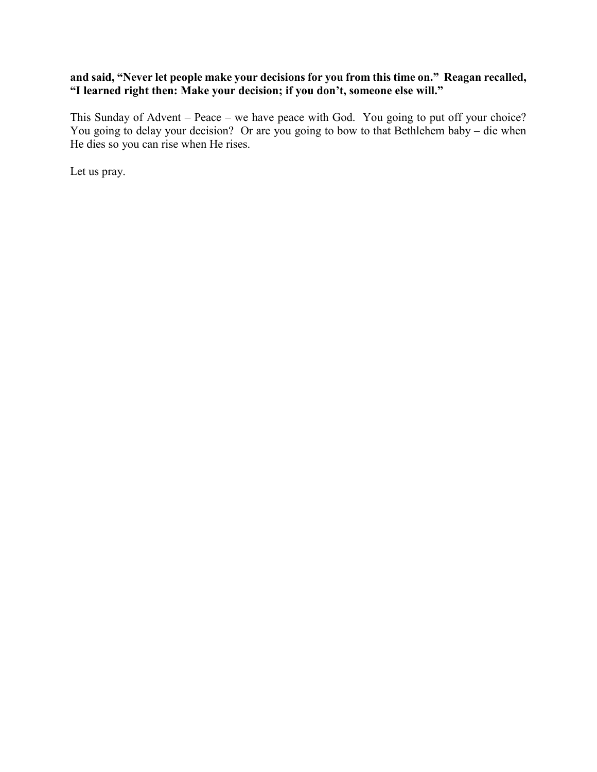**and said, "Never let people make your decisions for you from this time on." Reagan recalled, "I learned right then: Make your decision; if you don't, someone else will."**

This Sunday of Advent – Peace – we have peace with God. You going to put off your choice? You going to delay your decision? Or are you going to bow to that Bethlehem baby – die when He dies so you can rise when He rises.

Let us pray.